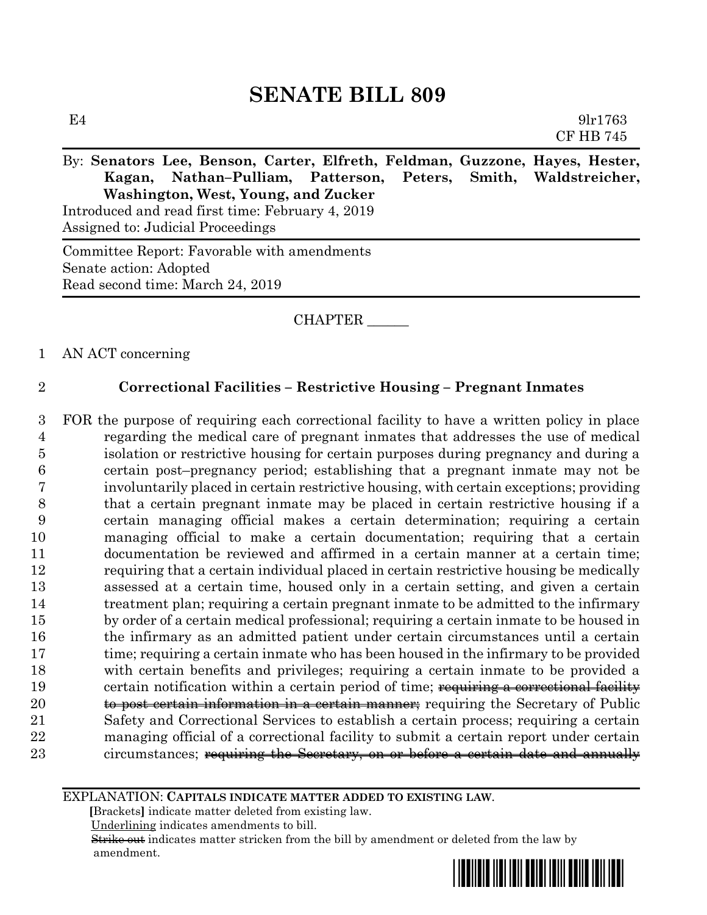# SENATE BILL 809

E4 9lr1763
CF HB 745

By: **Senators Lee, Benson, Carter, Elfreth, Feldman, Guzzone, Hayes, Hester, Kagan, Nathan–Pulliam, Patterson, Peters, Smith, Waldstreicher, Washington, West, Young, and Zucker**

Introduced and read first time: February 4, 2019
Assigned to: Judicial Proceedings

Committee Report: Favorable with amendments
Senate action: Adopted
Read second time: March 24, 2019

CHAPTER ______

1 AN ACT concerning

2 **Correctional Facilities – Restrictive Housing – Pregnant Inmates**

3 FOR the purpose of requiring each correctional facility to have a written policy in place
4 regarding the medical care of pregnant inmates that addresses the use of medical
5 isolation or restrictive housing for certain purposes during pregnancy and during a
6 certain post–pregnancy period; establishing that a pregnant inmate may not be
7 involuntarily placed in certain restrictive housing, with certain exceptions; providing
8 that a certain pregnant inmate may be placed in certain restrictive housing if a
9 certain managing official makes a certain determination; requiring a certain
10 managing official to make a certain documentation; requiring that a certain
11 documentation be reviewed and affirmed in a certain manner at a certain time;
12 requiring that a certain individual placed in certain restrictive housing be medically
13 assessed at a certain time, housed only in a certain setting, and given a certain
14 treatment plan; requiring a certain pregnant inmate to be admitted to the infirmary
15 by order of a certain medical professional; requiring a certain inmate to be housed in
16 the infirmary as an admitted patient under certain circumstances until a certain
17 time; requiring a certain inmate who has been housed in the infirmary to be provided
18 with certain benefits and privileges; requiring a certain inmate to be provided a
19 certain notification within a certain period of time; ~~requiring a correctional facility~~
20 ~~to post certain information in a certain manner;~~ requiring the Secretary of Public
21 Safety and Correctional Services to establish a certain process; requiring a certain
22 managing official of a correctional facility to submit a certain report under certain
23 circumstances; ~~requiring the Secretary, on or before a certain date and annually~~

EXPLANATION: **CAPITALS INDICATE MATTER ADDED TO EXISTING LAW.**
**[**Brackets**]** indicate matter deleted from existing law.
Underlining indicates amendments to bill.
~~Strike out~~ indicates matter stricken from the bill by amendment or deleted from the law by amendment.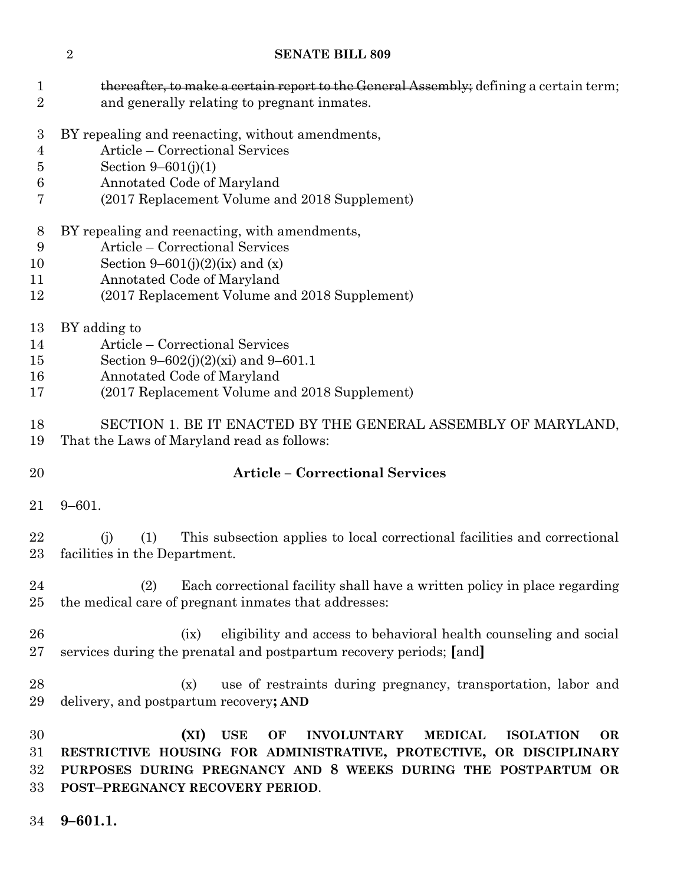~~thereafter, to make a certain report to the General Assembly;~~ defining a certain term; and generally relating to pregnant inmates.

BY repealing and reenacting, without amendments,
Article – Correctional Services
Section 9–601(j)(1)
Annotated Code of Maryland
(2017 Replacement Volume and 2018 Supplement)

BY repealing and reenacting, with amendments,
Article – Correctional Services
Section 9–601(j)(2)(ix) and (x)
Annotated Code of Maryland
(2017 Replacement Volume and 2018 Supplement)

BY adding to
Article – Correctional Services
Section 9–602(j)(2)(xi) and 9–601.1
Annotated Code of Maryland
(2017 Replacement Volume and 2018 Supplement)

SECTION 1. BE IT ENACTED BY THE GENERAL ASSEMBLY OF MARYLAND, That the Laws of Maryland read as follows:

**Article – Correctional Services**

9–601.

(j) (1) This subsection applies to local correctional facilities and correctional facilities in the Department.

(2) Each correctional facility shall have a written policy in place regarding the medical care of pregnant inmates that addresses:

(ix) eligibility and access to behavioral health counseling and social services during the prenatal and postpartum recovery periods; **[**and**]**

(x) use of restraints during pregnancy, transportation, labor and delivery, and postpartum recovery**; AND**

**(XI) USE OF INVOLUNTARY MEDICAL ISOLATION OR RESTRICTIVE HOUSING FOR ADMINISTRATIVE, PROTECTIVE, OR DISCIPLINARY PURPOSES DURING PREGNANCY AND 8 WEEKS DURING THE POSTPARTUM OR POST–PREGNANCY RECOVERY PERIOD**.

**9–601.1.**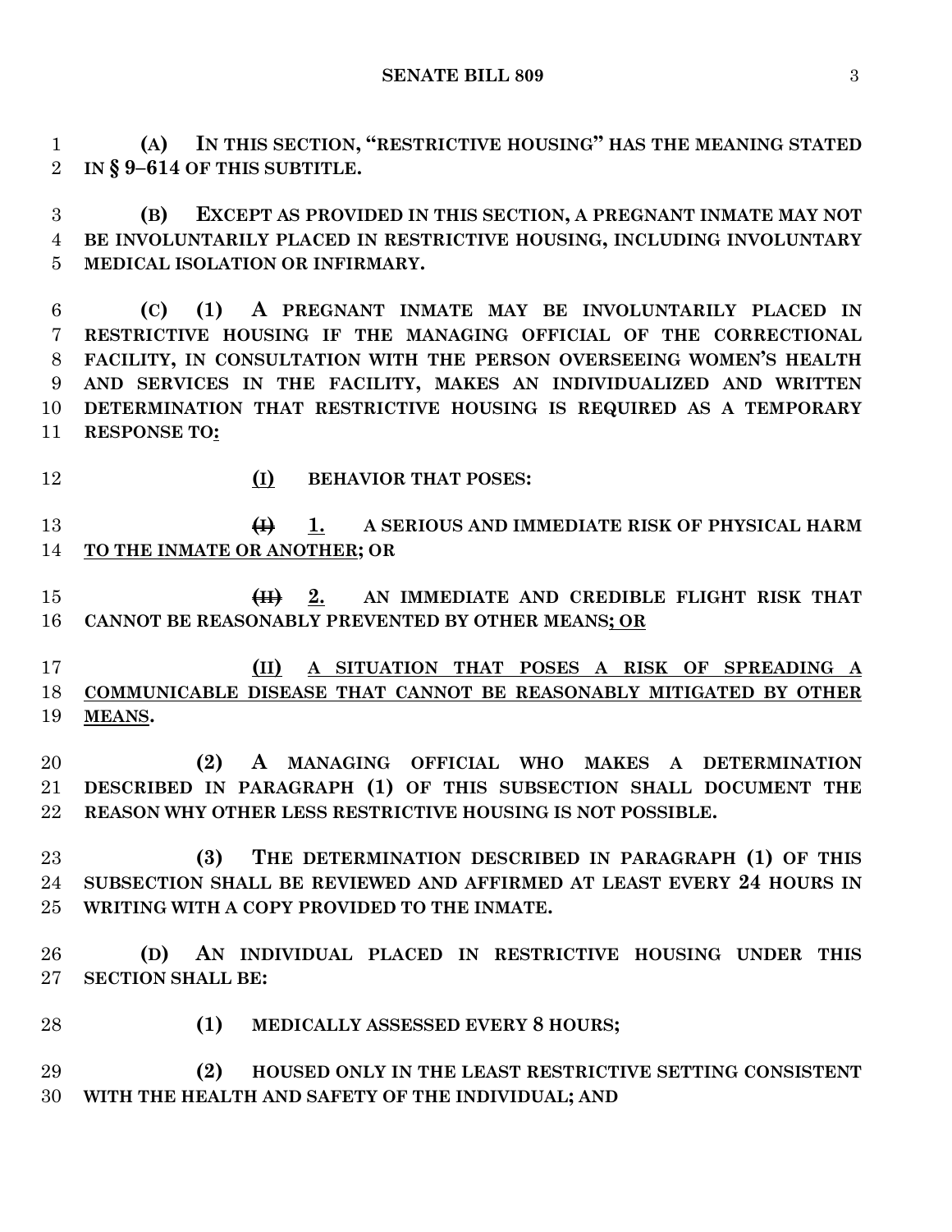**(A) IN THIS SECTION, "RESTRICTIVE HOUSING" HAS THE MEANING STATED IN § 9–614 OF THIS SUBTITLE.**

**(B) EXCEPT AS PROVIDED IN THIS SECTION, A PREGNANT INMATE MAY NOT BE INVOLUNTARILY PLACED IN RESTRICTIVE HOUSING, INCLUDING INVOLUNTARY MEDICAL ISOLATION OR INFIRMARY.**

**(C) (1) A PREGNANT INMATE MAY BE INVOLUNTARILY PLACED IN RESTRICTIVE HOUSING IF THE MANAGING OFFICIAL OF THE CORRECTIONAL FACILITY, IN CONSULTATION WITH THE PERSON OVERSEEING WOMEN'S HEALTH AND SERVICES IN THE FACILITY, MAKES AN INDIVIDUALIZED AND WRITTEN DETERMINATION THAT RESTRICTIVE HOUSING IS REQUIRED AS A TEMPORARY RESPONSE TO:**

**(I) BEHAVIOR THAT POSES:**

**~~(I)~~ 1. A SERIOUS AND IMMEDIATE RISK OF PHYSICAL HARM TO THE INMATE OR ANOTHER; OR**

**~~(II)~~ 2. AN IMMEDIATE AND CREDIBLE FLIGHT RISK THAT CANNOT BE REASONABLY PREVENTED BY OTHER MEANS; OR**

**(II) A SITUATION THAT POSES A RISK OF SPREADING A COMMUNICABLE DISEASE THAT CANNOT BE REASONABLY MITIGATED BY OTHER MEANS.**

**(2) A MANAGING OFFICIAL WHO MAKES A DETERMINATION DESCRIBED IN PARAGRAPH (1) OF THIS SUBSECTION SHALL DOCUMENT THE REASON WHY OTHER LESS RESTRICTIVE HOUSING IS NOT POSSIBLE.**

**(3) THE DETERMINATION DESCRIBED IN PARAGRAPH (1) OF THIS SUBSECTION SHALL BE REVIEWED AND AFFIRMED AT LEAST EVERY 24 HOURS IN WRITING WITH A COPY PROVIDED TO THE INMATE.**

**(D) AN INDIVIDUAL PLACED IN RESTRICTIVE HOUSING UNDER THIS SECTION SHALL BE:**

**(1) MEDICALLY ASSESSED EVERY 8 HOURS;**

**(2) HOUSED ONLY IN THE LEAST RESTRICTIVE SETTING CONSISTENT WITH THE HEALTH AND SAFETY OF THE INDIVIDUAL; AND**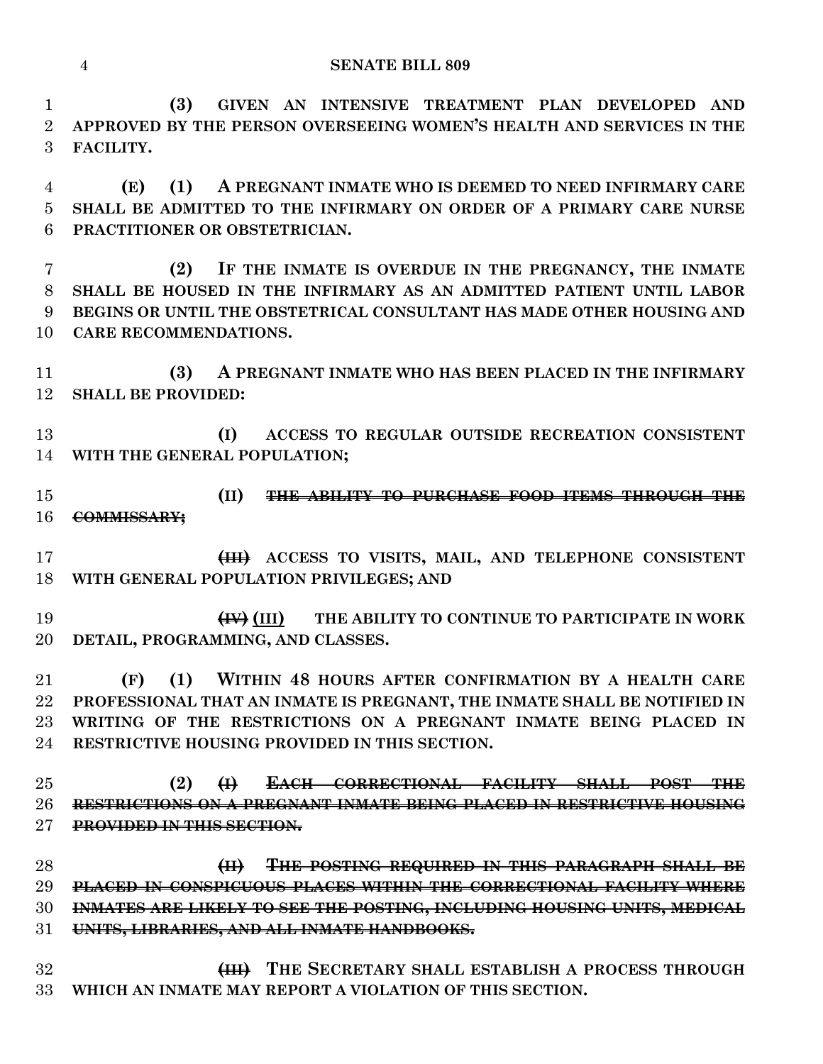**(3) GIVEN AN INTENSIVE TREATMENT PLAN DEVELOPED AND APPROVED BY THE PERSON OVERSEEING WOMEN'S HEALTH AND SERVICES IN THE FACILITY.**

**(E) (1) A PREGNANT INMATE WHO IS DEEMED TO NEED INFIRMARY CARE SHALL BE ADMITTED TO THE INFIRMARY ON ORDER OF A PRIMARY CARE NURSE PRACTITIONER OR OBSTETRICIAN.**

**(2) IF THE INMATE IS OVERDUE IN THE PREGNANCY, THE INMATE SHALL BE HOUSED IN THE INFIRMARY AS AN ADMITTED PATIENT UNTIL LABOR BEGINS OR UNTIL THE OBSTETRICAL CONSULTANT HAS MADE OTHER HOUSING AND CARE RECOMMENDATIONS.**

**(3) A PREGNANT INMATE WHO HAS BEEN PLACED IN THE INFIRMARY SHALL BE PROVIDED:**

**(I) ACCESS TO REGULAR OUTSIDE RECREATION CONSISTENT WITH THE GENERAL POPULATION;**

**(II)** ~~**THE ABILITY TO PURCHASE FOOD ITEMS THROUGH THE COMMISSARY;**~~

~~**(III)**~~ **ACCESS TO VISITS, MAIL, AND TELEPHONE CONSISTENT WITH GENERAL POPULATION PRIVILEGES; AND**

~~**(IV)**~~ <u>**(III)**</u> **THE ABILITY TO CONTINUE TO PARTICIPATE IN WORK DETAIL, PROGRAMMING, AND CLASSES.**

**(F) (1) WITHIN 48 HOURS AFTER CONFIRMATION BY A HEALTH CARE PROFESSIONAL THAT AN INMATE IS PREGNANT, THE INMATE SHALL BE NOTIFIED IN WRITING OF THE RESTRICTIONS ON A PREGNANT INMATE BEING PLACED IN RESTRICTIVE HOUSING PROVIDED IN THIS SECTION.**

**(2)** ~~**(I) EACH CORRECTIONAL FACILITY SHALL POST THE RESTRICTIONS ON A PREGNANT INMATE BEING PLACED IN RESTRICTIVE HOUSING PROVIDED IN THIS SECTION.**~~

~~**(II) THE POSTING REQUIRED IN THIS PARAGRAPH SHALL BE PLACED IN CONSPICUOUS PLACES WITHIN THE CORRECTIONAL FACILITY WHERE INMATES ARE LIKELY TO SEE THE POSTING, INCLUDING HOUSING UNITS, MEDICAL UNITS, LIBRARIES, AND ALL INMATE HANDBOOKS.**~~

~~**(III)**~~ **THE SECRETARY SHALL ESTABLISH A PROCESS THROUGH WHICH AN INMATE MAY REPORT A VIOLATION OF THIS SECTION.**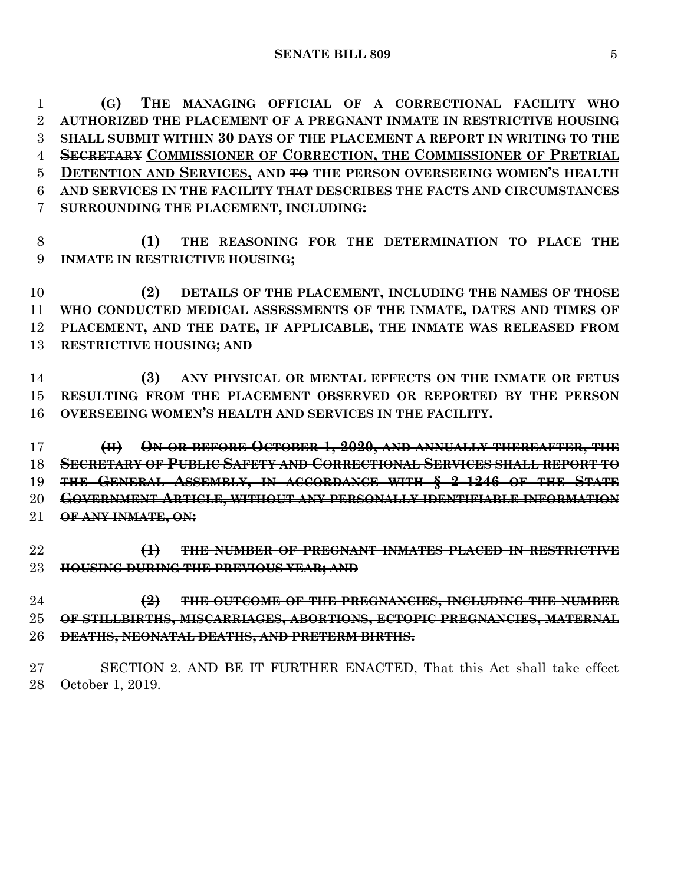**(G) THE MANAGING OFFICIAL OF A CORRECTIONAL FACILITY WHO AUTHORIZED THE PLACEMENT OF A PREGNANT INMATE IN RESTRICTIVE HOUSING SHALL SUBMIT WITHIN 30 DAYS OF THE PLACEMENT A REPORT IN WRITING TO THE ~~SECRETARY~~ COMMISSIONER OF CORRECTION, THE COMMISSIONER OF PRETRIAL DETENTION AND SERVICES, AND ~~TO~~ THE PERSON OVERSEEING WOMEN'S HEALTH AND SERVICES IN THE FACILITY THAT DESCRIBES THE FACTS AND CIRCUMSTANCES SURROUNDING THE PLACEMENT, INCLUDING:**

**(1) THE REASONING FOR THE DETERMINATION TO PLACE THE INMATE IN RESTRICTIVE HOUSING;**

**(2) DETAILS OF THE PLACEMENT, INCLUDING THE NAMES OF THOSE WHO CONDUCTED MEDICAL ASSESSMENTS OF THE INMATE, DATES AND TIMES OF PLACEMENT, AND THE DATE, IF APPLICABLE, THE INMATE WAS RELEASED FROM RESTRICTIVE HOUSING; AND**

**(3) ANY PHYSICAL OR MENTAL EFFECTS ON THE INMATE OR FETUS RESULTING FROM THE PLACEMENT OBSERVED OR REPORTED BY THE PERSON OVERSEEING WOMEN'S HEALTH AND SERVICES IN THE FACILITY.**

~~**(H) ON OR BEFORE OCTOBER 1, 2020, AND ANNUALLY THEREAFTER, THE SECRETARY OF PUBLIC SAFETY AND CORRECTIONAL SERVICES SHALL REPORT TO THE GENERAL ASSEMBLY, IN ACCORDANCE WITH § 2–1246 OF THE STATE GOVERNMENT ARTICLE, WITHOUT ANY PERSONALLY IDENTIFIABLE INFORMATION OF ANY INMATE, ON:**~~

~~**(1) THE NUMBER OF PREGNANT INMATES PLACED IN RESTRICTIVE HOUSING DURING THE PREVIOUS YEAR; AND**~~

~~**(2) THE OUTCOME OF THE PREGNANCIES, INCLUDING THE NUMBER OF STILLBIRTHS, MISCARRIAGES, ABORTIONS, ECTOPIC PREGNANCIES, MATERNAL DEATHS, NEONATAL DEATHS, AND PRETERM BIRTHS.**~~

SECTION 2. AND BE IT FURTHER ENACTED, That this Act shall take effect October 1, 2019.